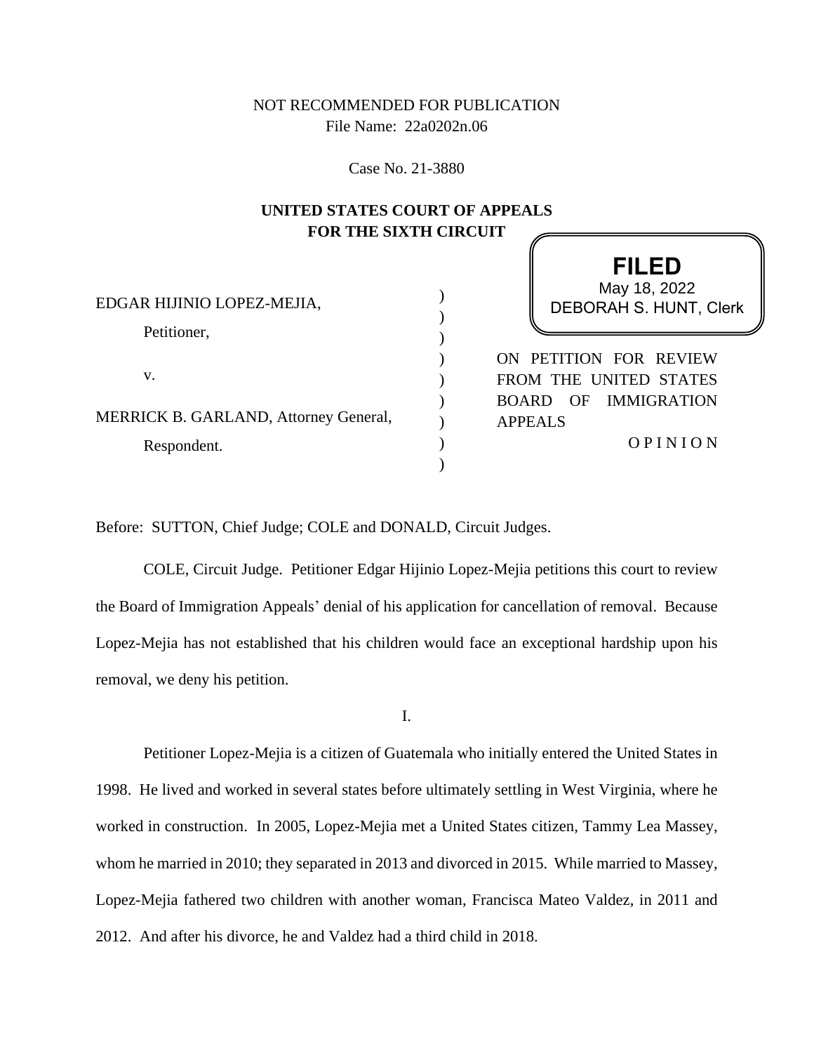NOT RECOMMENDED FOR PUBLICATION

File Name: 22a0202n.06

Case No. 21-3880

**UNITED STATES COURT OF APPEALS FOR THE SIXTH CIRCUIT**

**FILED**
May 18, 2022
DEBORAH S. HUNT, Clerk

EDGAR HIJINIO LOPEZ-MEJIA,

Petitioner,

v.

MERRICK B. GARLAND, Attorney General,

Respondent.

ON PETITION FOR REVIEW FROM THE UNITED STATES BOARD OF IMMIGRATION APPEALS

OPINION

Before: SUTTON, Chief Judge; COLE and DONALD, Circuit Judges.

COLE, Circuit Judge. Petitioner Edgar Hijinio Lopez-Mejia petitions this court to review the Board of Immigration Appeals' denial of his application for cancellation of removal. Because Lopez-Mejia has not established that his children would face an exceptional hardship upon his removal, we deny his petition.

I.

Petitioner Lopez-Mejia is a citizen of Guatemala who initially entered the United States in 1998. He lived and worked in several states before ultimately settling in West Virginia, where he worked in construction. In 2005, Lopez-Mejia met a United States citizen, Tammy Lea Massey, whom he married in 2010; they separated in 2013 and divorced in 2015. While married to Massey, Lopez-Mejia fathered two children with another woman, Francisca Mateo Valdez, in 2011 and 2012. And after his divorce, he and Valdez had a third child in 2018.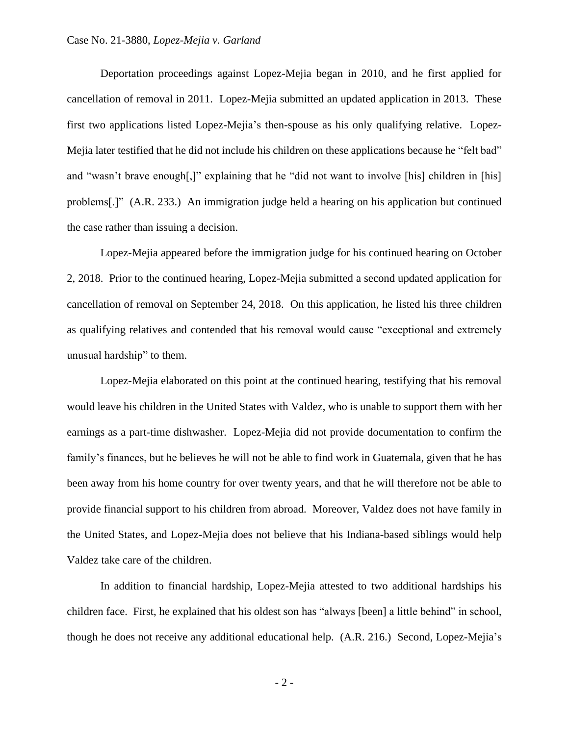Deportation proceedings against Lopez-Mejia began in 2010, and he first applied for cancellation of removal in 2011. Lopez-Mejia submitted an updated application in 2013. These first two applications listed Lopez-Mejia's then-spouse as his only qualifying relative. Lopez-Mejia later testified that he did not include his children on these applications because he "felt bad" and "wasn't brave enough[,]" explaining that he "did not want to involve [his] children in [his] problems[.]" (A.R. 233.) An immigration judge held a hearing on his application but continued the case rather than issuing a decision.

Lopez-Mejia appeared before the immigration judge for his continued hearing on October 2, 2018. Prior to the continued hearing, Lopez-Mejia submitted a second updated application for cancellation of removal on September 24, 2018. On this application, he listed his three children as qualifying relatives and contended that his removal would cause "exceptional and extremely unusual hardship" to them.

Lopez-Mejia elaborated on this point at the continued hearing, testifying that his removal would leave his children in the United States with Valdez, who is unable to support them with her earnings as a part-time dishwasher. Lopez-Mejia did not provide documentation to confirm the family's finances, but he believes he will not be able to find work in Guatemala, given that he has been away from his home country for over twenty years, and that he will therefore not be able to provide financial support to his children from abroad. Moreover, Valdez does not have family in the United States, and Lopez-Mejia does not believe that his Indiana-based siblings would help Valdez take care of the children.

In addition to financial hardship, Lopez-Mejia attested to two additional hardships his children face. First, he explained that his oldest son has "always [been] a little behind" in school, though he does not receive any additional educational help. (A.R. 216.) Second, Lopez-Mejia's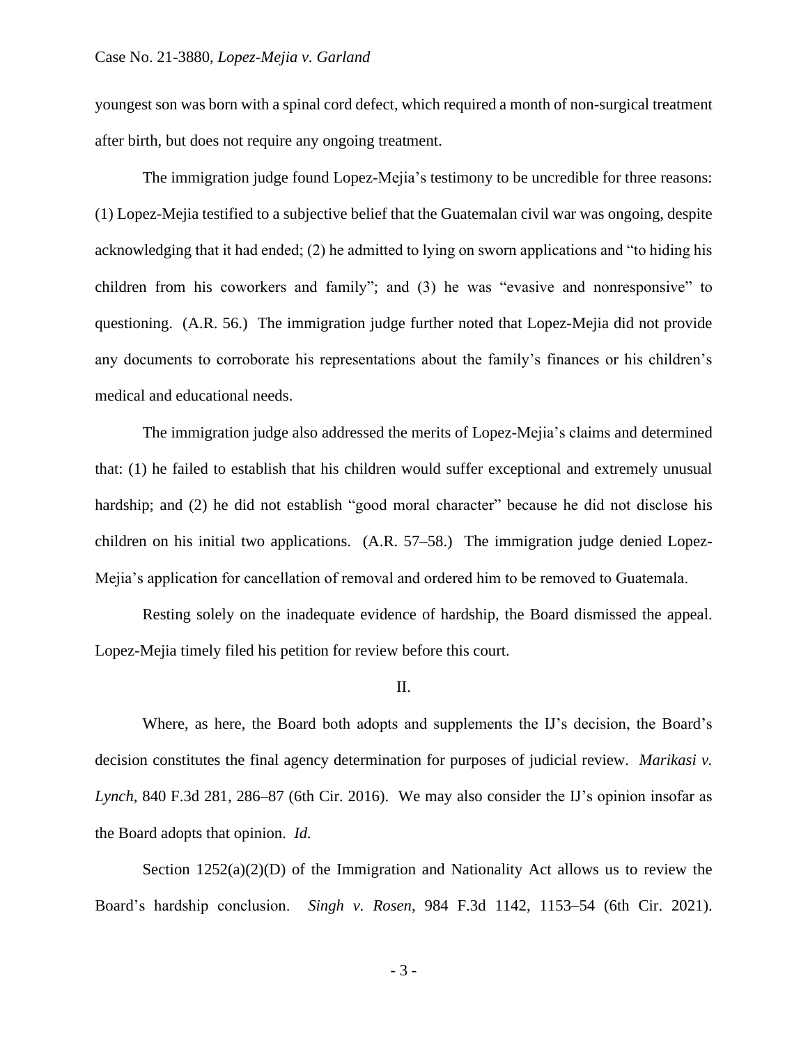youngest son was born with a spinal cord defect, which required a month of non-surgical treatment after birth, but does not require any ongoing treatment.

The immigration judge found Lopez-Mejia's testimony to be uncredible for three reasons: (1) Lopez-Mejia testified to a subjective belief that the Guatemalan civil war was ongoing, despite acknowledging that it had ended; (2) he admitted to lying on sworn applications and "to hiding his children from his coworkers and family"; and (3) he was "evasive and nonresponsive" to questioning. (A.R. 56.) The immigration judge further noted that Lopez-Mejia did not provide any documents to corroborate his representations about the family's finances or his children's medical and educational needs.

The immigration judge also addressed the merits of Lopez-Mejia's claims and determined that: (1) he failed to establish that his children would suffer exceptional and extremely unusual hardship; and (2) he did not establish "good moral character" because he did not disclose his children on his initial two applications. (A.R. 57–58.) The immigration judge denied Lopez-Mejia's application for cancellation of removal and ordered him to be removed to Guatemala.

Resting solely on the inadequate evidence of hardship, the Board dismissed the appeal. Lopez-Mejia timely filed his petition for review before this court.

## II.

Where, as here, the Board both adopts and supplements the IJ's decision, the Board's decision constitutes the final agency determination for purposes of judicial review. *Marikasi v. Lynch*, 840 F.3d 281, 286–87 (6th Cir. 2016). We may also consider the IJ's opinion insofar as the Board adopts that opinion. *Id.*

Section 1252(a)(2)(D) of the Immigration and Nationality Act allows us to review the Board's hardship conclusion. *Singh v. Rosen*, 984 F.3d 1142, 1153–54 (6th Cir. 2021).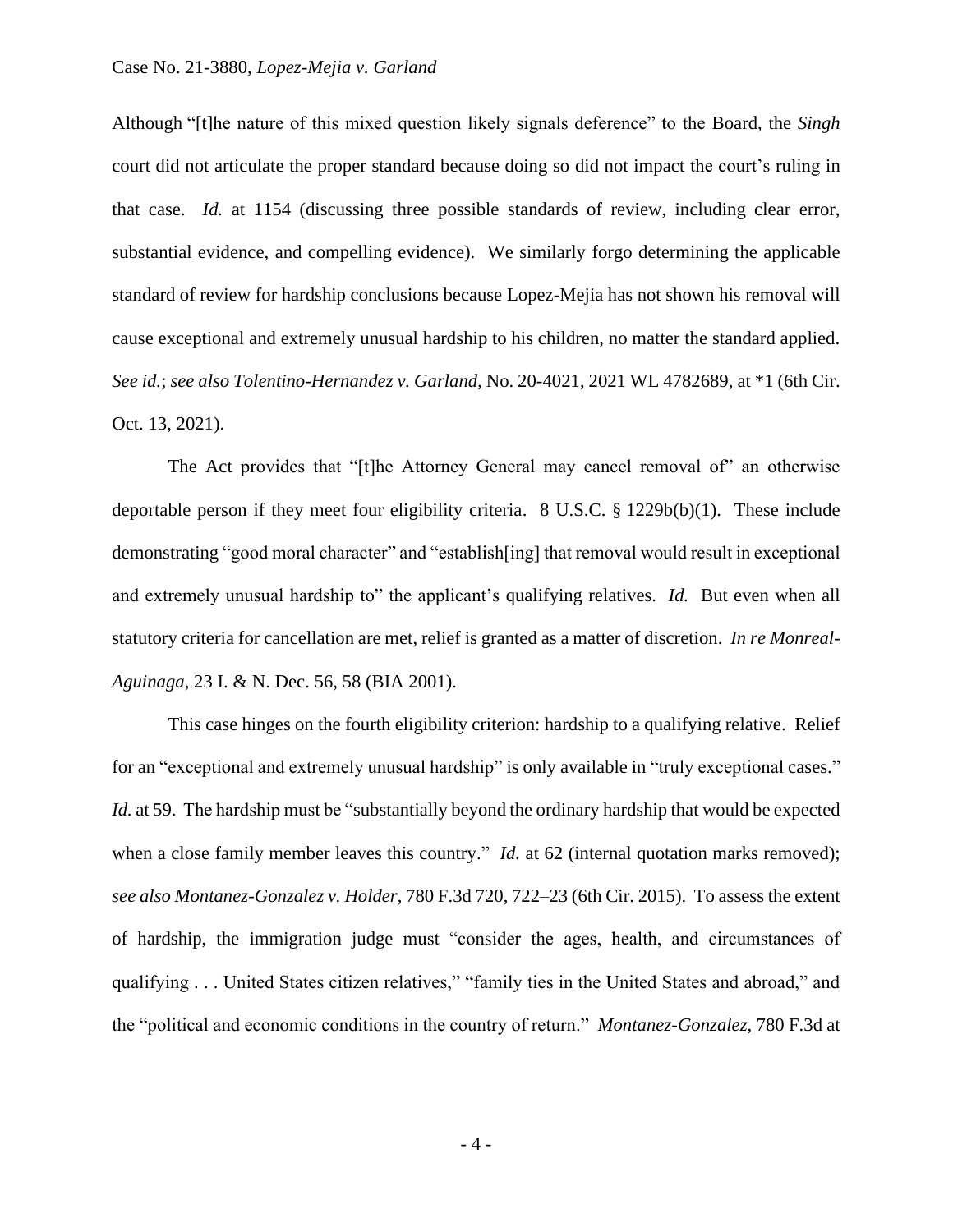Although "[t]he nature of this mixed question likely signals deference" to the Board, the *Singh* court did not articulate the proper standard because doing so did not impact the court's ruling in that case. *Id.* at 1154 (discussing three possible standards of review, including clear error, substantial evidence, and compelling evidence). We similarly forgo determining the applicable standard of review for hardship conclusions because Lopez-Mejia has not shown his removal will cause exceptional and extremely unusual hardship to his children, no matter the standard applied. *See id.*; *see also Tolentino-Hernandez v. Garland*, No. 20-4021, 2021 WL 4782689, at *1 (6th Cir. Oct. 13, 2021).

The Act provides that "[t]he Attorney General may cancel removal of" an otherwise deportable person if they meet four eligibility criteria. 8 U.S.C. § 1229b(b)(1). These include demonstrating "good moral character" and "establish[ing] that removal would result in exceptional and extremely unusual hardship to" the applicant's qualifying relatives. *Id.* But even when all statutory criteria for cancellation are met, relief is granted as a matter of discretion. *In re Monreal-Aguinaga*, 23 I. & N. Dec. 56, 58 (BIA 2001).

This case hinges on the fourth eligibility criterion: hardship to a qualifying relative. Relief for an "exceptional and extremely unusual hardship" is only available in "truly exceptional cases." *Id.* at 59. The hardship must be "substantially beyond the ordinary hardship that would be expected when a close family member leaves this country." *Id.* at 62 (internal quotation marks removed); *see also Montanez-Gonzalez v. Holder*, 780 F.3d 720, 722–23 (6th Cir. 2015). To assess the extent of hardship, the immigration judge must "consider the ages, health, and circumstances of qualifying . . . United States citizen relatives," "family ties in the United States and abroad," and the "political and economic conditions in the country of return." *Montanez-Gonzalez*, 780 F.3d at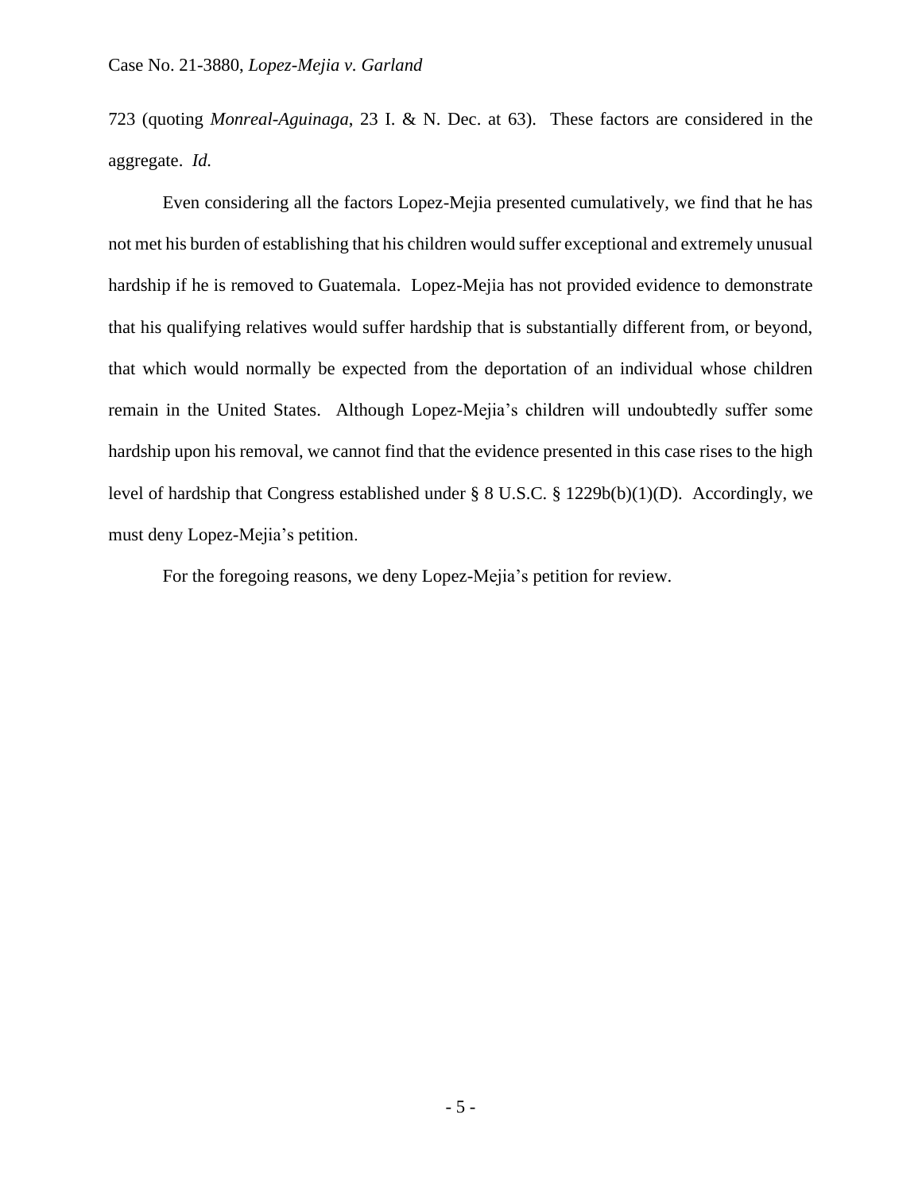723 (quoting *Monreal-Aguinaga*, 23 I. & N. Dec. at 63). These factors are considered in the aggregate. *Id.*

Even considering all the factors Lopez-Mejia presented cumulatively, we find that he has not met his burden of establishing that his children would suffer exceptional and extremely unusual hardship if he is removed to Guatemala. Lopez-Mejia has not provided evidence to demonstrate that his qualifying relatives would suffer hardship that is substantially different from, or beyond, that which would normally be expected from the deportation of an individual whose children remain in the United States. Although Lopez-Mejia's children will undoubtedly suffer some hardship upon his removal, we cannot find that the evidence presented in this case rises to the high level of hardship that Congress established under § 8 U.S.C. § 1229b(b)(1)(D). Accordingly, we must deny Lopez-Mejia's petition.

For the foregoing reasons, we deny Lopez-Mejia's petition for review.